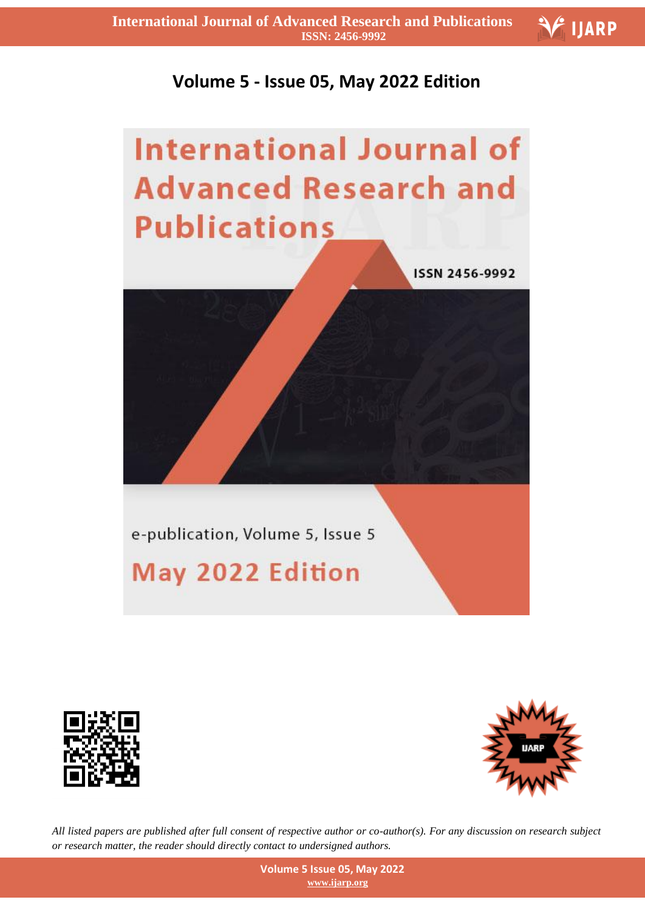# Volume 5 - Issue 05, May 2022 Edition

International Journal of Advanced Research and Publications

ISSN 2456-9992

e-publication, Volume 5, Issue 5

May 2022 Edition

*All listed papers are published after full consent of respective author or co-author(s). For any discussion on research subject or research matter, the reader should directly contact to undersigned authors.*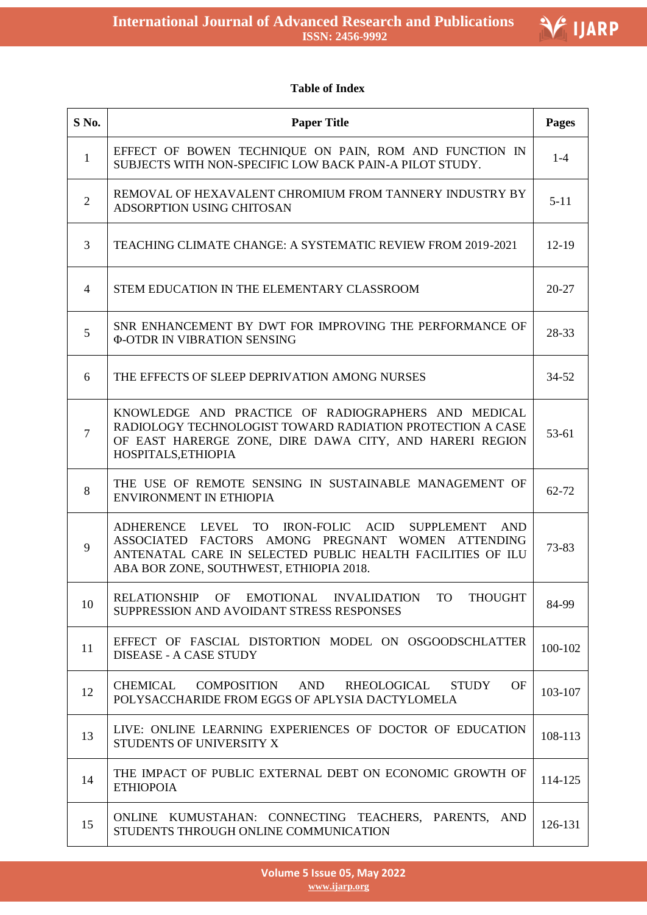## Table of Index

| S No. | Paper Title | Pages |
|---|---|---|
| 1 | EFFECT OF BOWEN TECHNIQUE ON PAIN, ROM AND FUNCTION IN SUBJECTS WITH NON-SPECIFIC LOW BACK PAIN-A PILOT STUDY. | 1-4 |
| 2 | REMOVAL OF HEXAVALENT CHROMIUM FROM TANNERY INDUSTRY BY ADSORPTION USING CHITOSAN | 5-11 |
| 3 | TEACHING CLIMATE CHANGE: A SYSTEMATIC REVIEW FROM 2019-2021 | 12-19 |
| 4 | STEM EDUCATION IN THE ELEMENTARY CLASSROOM | 20-27 |
| 5 | SNR ENHANCEMENT BY DWT FOR IMPROVING THE PERFORMANCE OF Φ-OTDR IN VIBRATION SENSING | 28-33 |
| 6 | THE EFFECTS OF SLEEP DEPRIVATION AMONG NURSES | 34-52 |
| 7 | KNOWLEDGE AND PRACTICE OF RADIOGRAPHERS AND MEDICAL RADIOLOGY TECHNOLOGIST TOWARD RADIATION PROTECTION A CASE OF EAST HARERGE ZONE, DIRE DAWA CITY, AND HARERI REGION HOSPITALS,ETHIOPIA | 53-61 |
| 8 | THE USE OF REMOTE SENSING IN SUSTAINABLE MANAGEMENT OF ENVIRONMENT IN ETHIOPIA | 62-72 |
| 9 | ADHERENCE LEVEL TO IRON-FOLIC ACID SUPPLEMENT AND ASSOCIATED FACTORS AMONG PREGNANT WOMEN ATTENDING ANTENATAL CARE IN SELECTED PUBLIC HEALTH FACILITIES OF ILU ABA BOR ZONE, SOUTHWEST, ETHIOPIA 2018. | 73-83 |
| 10 | RELATIONSHIP OF EMOTIONAL INVALIDATION TO THOUGHT SUPPRESSION AND AVOIDANT STRESS RESPONSES | 84-99 |
| 11 | EFFECT OF FASCIAL DISTORTION MODEL ON OSGOODSCHLATTER DISEASE - A CASE STUDY | 100-102 |
| 12 | CHEMICAL COMPOSITION AND RHEOLOGICAL STUDY OF POLYSACCHARIDE FROM EGGS OF APLYSIA DACTYLOMELA | 103-107 |
| 13 | LIVE: ONLINE LEARNING EXPERIENCES OF DOCTOR OF EDUCATION STUDENTS OF UNIVERSITY X | 108-113 |
| 14 | THE IMPACT OF PUBLIC EXTERNAL DEBT ON ECONOMIC GROWTH OF ETHIOPOIA | 114-125 |
| 15 | ONLINE KUMUSTAHAN: CONNECTING TEACHERS, PARENTS, AND STUDENTS THROUGH ONLINE COMMUNICATION | 126-131 |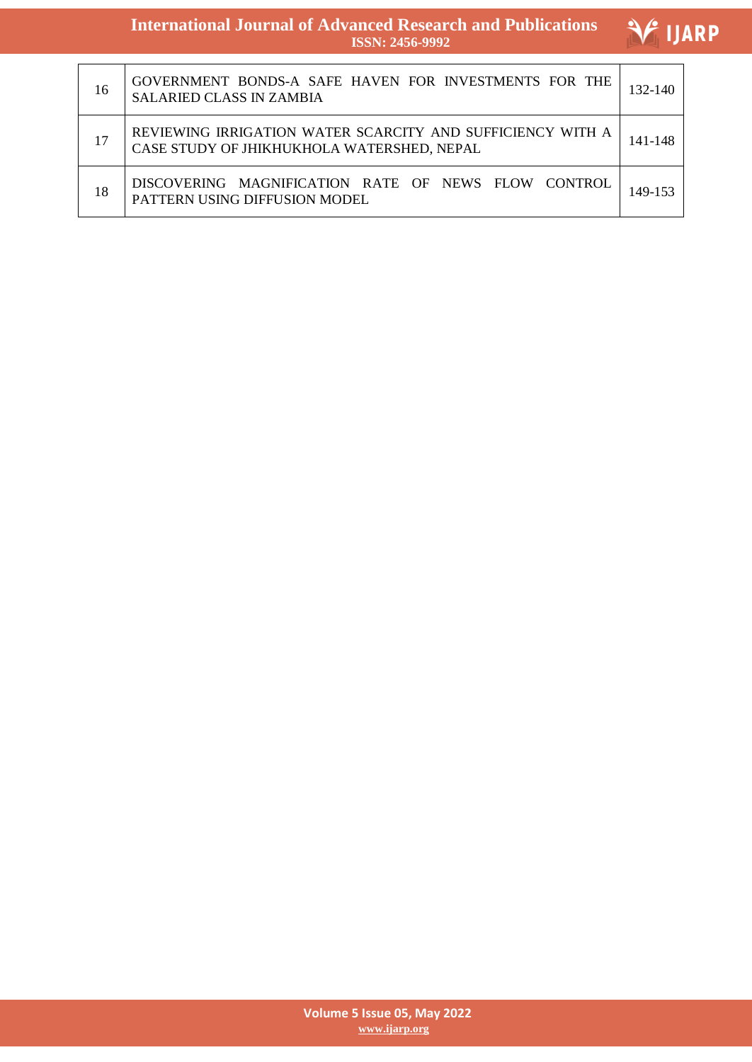| | | |
|---|---|---|
| 16 | GOVERNMENT BONDS-A SAFE HAVEN FOR INVESTMENTS FOR THE SALARIED CLASS IN ZAMBIA | 132-140 |
| 17 | REVIEWING IRRIGATION WATER SCARCITY AND SUFFICIENCY WITH A CASE STUDY OF JHIKHUKHOLA WATERSHED, NEPAL | 141-148 |
| 18 | DISCOVERING MAGNIFICATION RATE OF NEWS FLOW CONTROL PATTERN USING DIFFUSION MODEL | 149-153 |